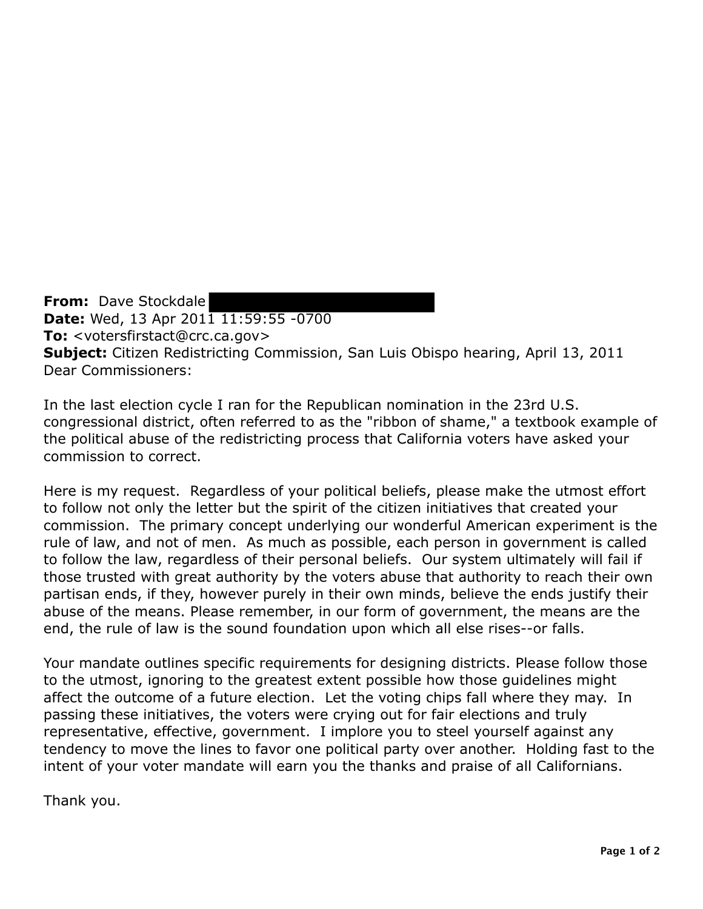**From:** Dave Stockdale  
**Date:** Wed, 13 Apr 2011 11:59:55 -0700  
**To:** <votersfirstact@crc.ca.gov>  
**Subject:** Citizen Redistricting Commission, San Luis Obispo hearing, April 13, 2011  
Dear Commissioners:

In the last election cycle I ran for the Republican nomination in the 23rd U.S. congressional district, often referred to as the "ribbon of shame," a textbook example of the political abuse of the redistricting process that California voters have asked your commission to correct.

Here is my request. Regardless of your political beliefs, please make the utmost effort to follow not only the letter but the spirit of the citizen initiatives that created your commission. The primary concept underlying our wonderful American experiment is the rule of law, and not of men. As much as possible, each person in government is called to follow the law, regardless of their personal beliefs. Our system ultimately will fail if those trusted with great authority by the voters abuse that authority to reach their own partisan ends, if they, however purely in their own minds, believe the ends justify their abuse of the means. Please remember, in our form of government, the means are the end, the rule of law is the sound foundation upon which all else rises--or falls.

Your mandate outlines specific requirements for designing districts. Please follow those to the utmost, ignoring to the greatest extent possible how those guidelines might affect the outcome of a future election. Let the voting chips fall where they may. In passing these initiatives, the voters were crying out for fair elections and truly representative, effective, government. I implore you to steel yourself against any tendency to move the lines to favor one political party over another. Holding fast to the intent of your voter mandate will earn you the thanks and praise of all Californians.

Thank you.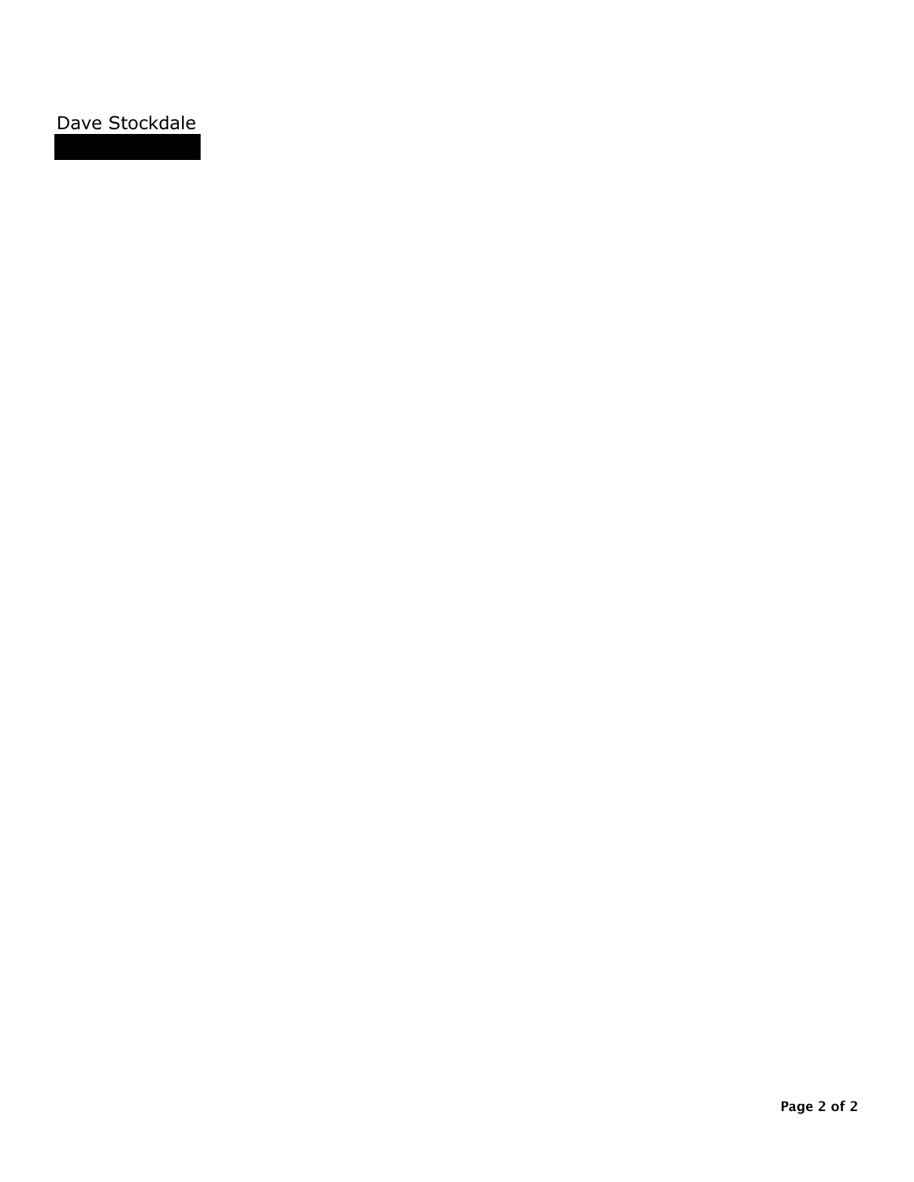Dave Stockdale